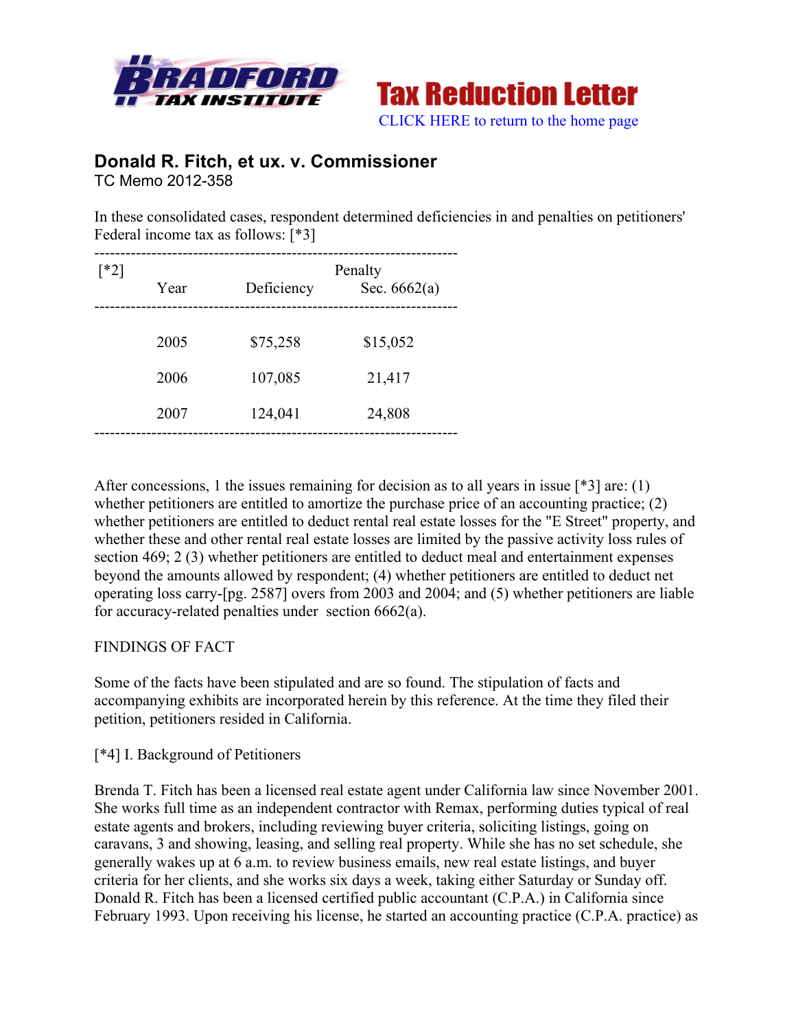Tax Reduction Letter

CLICK HERE to return to the home page

## Donald R. Fitch, et ux. v. Commissioner

TC Memo 2012-358

In these consolidated cases, respondent determined deficiencies in and penalties on petitioners' Federal income tax as follows: [*3]

| [*2] Year | Deficiency | Penalty Sec. 6662(a) |
|---|---|---|
| 2005 | $75,258 | $15,052 |
| 2006 | 107,085 | 21,417 |
| 2007 | 124,041 | 24,808 |

After concessions, 1 the issues remaining for decision as to all years in issue [*3] are: (1) whether petitioners are entitled to amortize the purchase price of an accounting practice; (2) whether petitioners are entitled to deduct rental real estate losses for the "E Street" property, and whether these and other rental real estate losses are limited by the passive activity loss rules of section 469; 2 (3) whether petitioners are entitled to deduct meal and entertainment expenses beyond the amounts allowed by respondent; (4) whether petitioners are entitled to deduct net operating loss carry-[pg. 2587] overs from 2003 and 2004; and (5) whether petitioners are liable for accuracy-related penalties under section 6662(a).

FINDINGS OF FACT

Some of the facts have been stipulated and are so found. The stipulation of facts and accompanying exhibits are incorporated herein by this reference. At the time they filed their petition, petitioners resided in California.

[*4] I. Background of Petitioners

Brenda T. Fitch has been a licensed real estate agent under California law since November 2001. She works full time as an independent contractor with Remax, performing duties typical of real estate agents and brokers, including reviewing buyer criteria, soliciting listings, going on caravans, 3 and showing, leasing, and selling real property. While she has no set schedule, she generally wakes up at 6 a.m. to review business emails, new real estate listings, and buyer criteria for her clients, and she works six days a week, taking either Saturday or Sunday off. Donald R. Fitch has been a licensed certified public accountant (C.P.A.) in California since February 1993. Upon receiving his license, he started an accounting practice (C.P.A. practice) as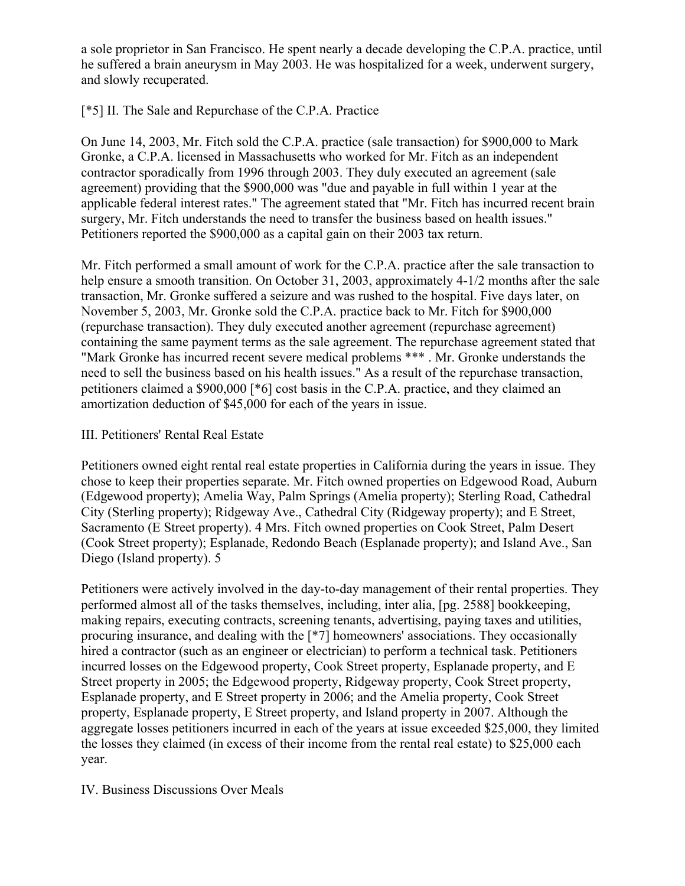a sole proprietor in San Francisco. He spent nearly a decade developing the C.P.A. practice, until he suffered a brain aneurysm in May 2003. He was hospitalized for a week, underwent surgery, and slowly recuperated.

## [*5] II. The Sale and Repurchase of the C.P.A. Practice

On June 14, 2003, Mr. Fitch sold the C.P.A. practice (sale transaction) for $900,000 to Mark Gronke, a C.P.A. licensed in Massachusetts who worked for Mr. Fitch as an independent contractor sporadically from 1996 through 2003. They duly executed an agreement (sale agreement) providing that the $900,000 was "due and payable in full within 1 year at the applicable federal interest rates." The agreement stated that "Mr. Fitch has incurred recent brain surgery, Mr. Fitch understands the need to transfer the business based on health issues." Petitioners reported the $900,000 as a capital gain on their 2003 tax return.

Mr. Fitch performed a small amount of work for the C.P.A. practice after the sale transaction to help ensure a smooth transition. On October 31, 2003, approximately 4-1/2 months after the sale transaction, Mr. Gronke suffered a seizure and was rushed to the hospital. Five days later, on November 5, 2003, Mr. Gronke sold the C.P.A. practice back to Mr. Fitch for $900,000 (repurchase transaction). They duly executed another agreement (repurchase agreement) containing the same payment terms as the sale agreement. The repurchase agreement stated that "Mark Gronke has incurred recent severe medical problems *** . Mr. Gronke understands the need to sell the business based on his health issues." As a result of the repurchase transaction, petitioners claimed a $900,000 [*6] cost basis in the C.P.A. practice, and they claimed an amortization deduction of $45,000 for each of the years in issue.

## III. Petitioners' Rental Real Estate

Petitioners owned eight rental real estate properties in California during the years in issue. They chose to keep their properties separate. Mr. Fitch owned properties on Edgewood Road, Auburn (Edgewood property); Amelia Way, Palm Springs (Amelia property); Sterling Road, Cathedral City (Sterling property); Ridgeway Ave., Cathedral City (Ridgeway property); and E Street, Sacramento (E Street property). 4 Mrs. Fitch owned properties on Cook Street, Palm Desert (Cook Street property); Esplanade, Redondo Beach (Esplanade property); and Island Ave., San Diego (Island property). 5

Petitioners were actively involved in the day-to-day management of their rental properties. They performed almost all of the tasks themselves, including, inter alia, [pg. 2588] bookkeeping, making repairs, executing contracts, screening tenants, advertising, paying taxes and utilities, procuring insurance, and dealing with the [*7] homeowners' associations. They occasionally hired a contractor (such as an engineer or electrician) to perform a technical task. Petitioners incurred losses on the Edgewood property, Cook Street property, Esplanade property, and E Street property in 2005; the Edgewood property, Ridgeway property, Cook Street property, Esplanade property, and E Street property in 2006; and the Amelia property, Cook Street property, Esplanade property, E Street property, and Island property in 2007. Although the aggregate losses petitioners incurred in each of the years at issue exceeded $25,000, they limited the losses they claimed (in excess of their income from the rental real estate) to $25,000 each year.

## IV. Business Discussions Over Meals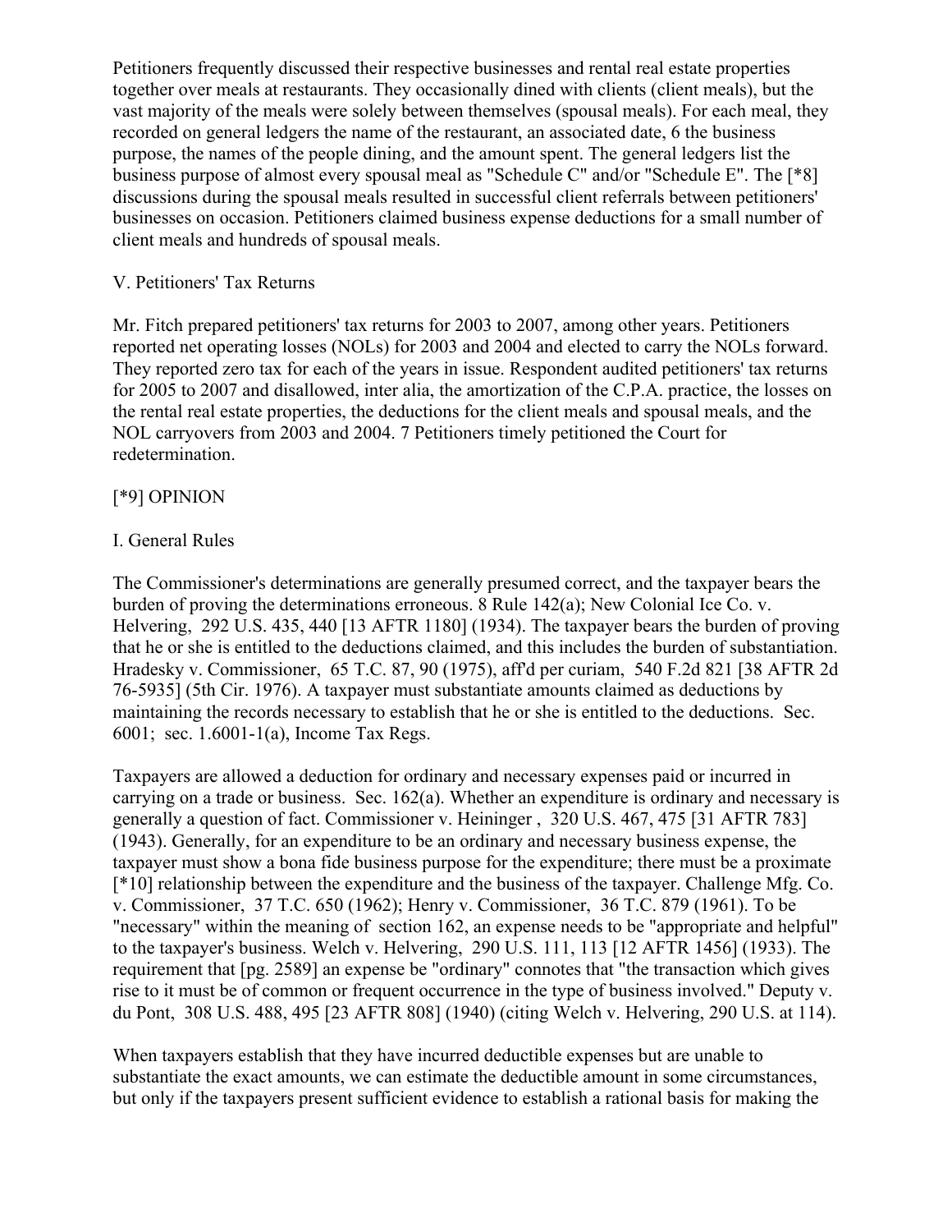Petitioners frequently discussed their respective businesses and rental real estate properties together over meals at restaurants. They occasionally dined with clients (client meals), but the vast majority of the meals were solely between themselves (spousal meals). For each meal, they recorded on general ledgers the name of the restaurant, an associated date, 6 the business purpose, the names of the people dining, and the amount spent. The general ledgers list the business purpose of almost every spousal meal as "Schedule C" and/or "Schedule E". The [*8] discussions during the spousal meals resulted in successful client referrals between petitioners' businesses on occasion. Petitioners claimed business expense deductions for a small number of client meals and hundreds of spousal meals.

V. Petitioners' Tax Returns

Mr. Fitch prepared petitioners' tax returns for 2003 to 2007, among other years. Petitioners reported net operating losses (NOLs) for 2003 and 2004 and elected to carry the NOLs forward. They reported zero tax for each of the years in issue. Respondent audited petitioners' tax returns for 2005 to 2007 and disallowed, inter alia, the amortization of the C.P.A. practice, the losses on the rental real estate properties, the deductions for the client meals and spousal meals, and the NOL carryovers from 2003 and 2004. 7 Petitioners timely petitioned the Court for redetermination.

[*9] OPINION

I. General Rules

The Commissioner's determinations are generally presumed correct, and the taxpayer bears the burden of proving the determinations erroneous. 8 Rule 142(a); New Colonial Ice Co. v. Helvering, 292 U.S. 435, 440 [13 AFTR 1180] (1934). The taxpayer bears the burden of proving that he or she is entitled to the deductions claimed, and this includes the burden of substantiation. Hradesky v. Commissioner, 65 T.C. 87, 90 (1975), aff'd per curiam, 540 F.2d 821 [38 AFTR 2d 76-5935] (5th Cir. 1976). A taxpayer must substantiate amounts claimed as deductions by maintaining the records necessary to establish that he or she is entitled to the deductions. Sec. 6001; sec. 1.6001-1(a), Income Tax Regs.

Taxpayers are allowed a deduction for ordinary and necessary expenses paid or incurred in carrying on a trade or business. Sec. 162(a). Whether an expenditure is ordinary and necessary is generally a question of fact. Commissioner v. Heininger , 320 U.S. 467, 475 [31 AFTR 783] (1943). Generally, for an expenditure to be an ordinary and necessary business expense, the taxpayer must show a bona fide business purpose for the expenditure; there must be a proximate [*10] relationship between the expenditure and the business of the taxpayer. Challenge Mfg. Co. v. Commissioner, 37 T.C. 650 (1962); Henry v. Commissioner, 36 T.C. 879 (1961). To be "necessary" within the meaning of section 162, an expense needs to be "appropriate and helpful" to the taxpayer's business. Welch v. Helvering, 290 U.S. 111, 113 [12 AFTR 1456] (1933). The requirement that [pg. 2589] an expense be "ordinary" connotes that "the transaction which gives rise to it must be of common or frequent occurrence in the type of business involved." Deputy v. du Pont, 308 U.S. 488, 495 [23 AFTR 808] (1940) (citing Welch v. Helvering, 290 U.S. at 114).

When taxpayers establish that they have incurred deductible expenses but are unable to substantiate the exact amounts, we can estimate the deductible amount in some circumstances, but only if the taxpayers present sufficient evidence to establish a rational basis for making the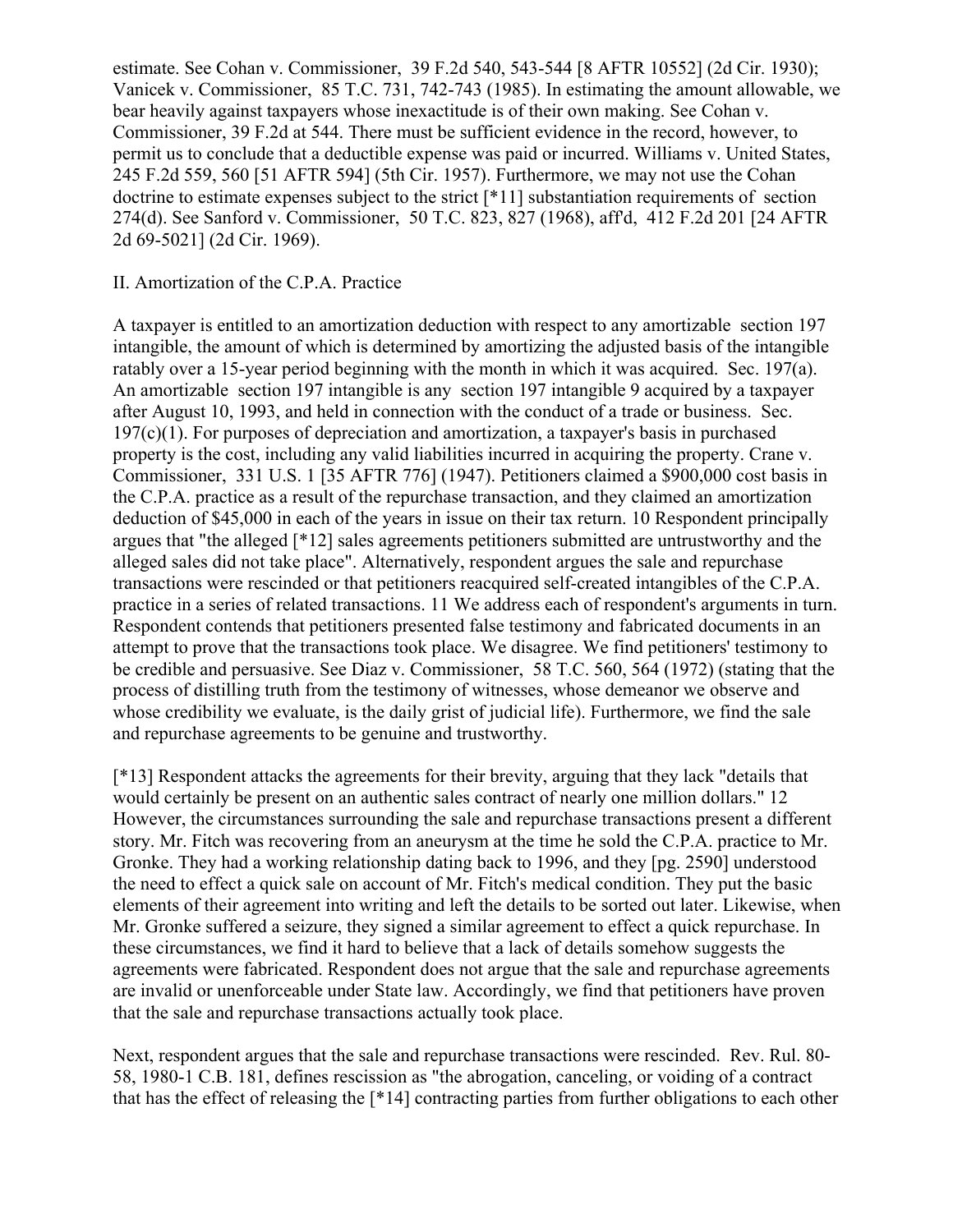estimate. See Cohan v. Commissioner, 39 F.2d 540, 543-544 [8 AFTR 10552] (2d Cir. 1930); Vanicek v. Commissioner, 85 T.C. 731, 742-743 (1985). In estimating the amount allowable, we bear heavily against taxpayers whose inexactitude is of their own making. See Cohan v. Commissioner, 39 F.2d at 544. There must be sufficient evidence in the record, however, to permit us to conclude that a deductible expense was paid or incurred. Williams v. United States, 245 F.2d 559, 560 [51 AFTR 594] (5th Cir. 1957). Furthermore, we may not use the Cohan doctrine to estimate expenses subject to the strict [*11] substantiation requirements of section 274(d). See Sanford v. Commissioner, 50 T.C. 823, 827 (1968), aff'd, 412 F.2d 201 [24 AFTR 2d 69-5021] (2d Cir. 1969).

II. Amortization of the C.P.A. Practice

A taxpayer is entitled to an amortization deduction with respect to any amortizable section 197 intangible, the amount of which is determined by amortizing the adjusted basis of the intangible ratably over a 15-year period beginning with the month in which it was acquired. Sec. 197(a). An amortizable section 197 intangible is any section 197 intangible 9 acquired by a taxpayer after August 10, 1993, and held in connection with the conduct of a trade or business. Sec. 197(c)(1). For purposes of depreciation and amortization, a taxpayer's basis in purchased property is the cost, including any valid liabilities incurred in acquiring the property. Crane v. Commissioner, 331 U.S. 1 [35 AFTR 776] (1947). Petitioners claimed a $900,000 cost basis in the C.P.A. practice as a result of the repurchase transaction, and they claimed an amortization deduction of $45,000 in each of the years in issue on their tax return. 10 Respondent principally argues that "the alleged [*12] sales agreements petitioners submitted are untrustworthy and the alleged sales did not take place". Alternatively, respondent argues the sale and repurchase transactions were rescinded or that petitioners reacquired self-created intangibles of the C.P.A. practice in a series of related transactions. 11 We address each of respondent's arguments in turn. Respondent contends that petitioners presented false testimony and fabricated documents in an attempt to prove that the transactions took place. We disagree. We find petitioners' testimony to be credible and persuasive. See Diaz v. Commissioner, 58 T.C. 560, 564 (1972) (stating that the process of distilling truth from the testimony of witnesses, whose demeanor we observe and whose credibility we evaluate, is the daily grist of judicial life). Furthermore, we find the sale and repurchase agreements to be genuine and trustworthy.

[*13] Respondent attacks the agreements for their brevity, arguing that they lack "details that would certainly be present on an authentic sales contract of nearly one million dollars." 12 However, the circumstances surrounding the sale and repurchase transactions present a different story. Mr. Fitch was recovering from an aneurysm at the time he sold the C.P.A. practice to Mr. Gronke. They had a working relationship dating back to 1996, and they [pg. 2590] understood the need to effect a quick sale on account of Mr. Fitch's medical condition. They put the basic elements of their agreement into writing and left the details to be sorted out later. Likewise, when Mr. Gronke suffered a seizure, they signed a similar agreement to effect a quick repurchase. In these circumstances, we find it hard to believe that a lack of details somehow suggests the agreements were fabricated. Respondent does not argue that the sale and repurchase agreements are invalid or unenforceable under State law. Accordingly, we find that petitioners have proven that the sale and repurchase transactions actually took place.

Next, respondent argues that the sale and repurchase transactions were rescinded. Rev. Rul. 80-58, 1980-1 C.B. 181, defines rescission as "the abrogation, canceling, or voiding of a contract that has the effect of releasing the [*14] contracting parties from further obligations to each other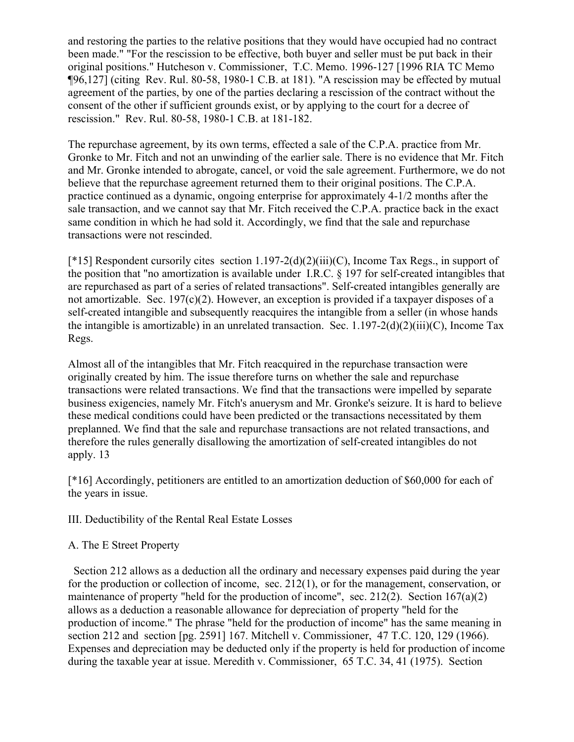and restoring the parties to the relative positions that they would have occupied had no contract been made." "For the rescission to be effective, both buyer and seller must be put back in their original positions." Hutcheson v. Commissioner, T.C. Memo. 1996-127 [1996 RIA TC Memo ¶96,127] (citing Rev. Rul. 80-58, 1980-1 C.B. at 181). "A rescission may be effected by mutual agreement of the parties, by one of the parties declaring a rescission of the contract without the consent of the other if sufficient grounds exist, or by applying to the court for a decree of rescission." Rev. Rul. 80-58, 1980-1 C.B. at 181-182.

The repurchase agreement, by its own terms, effected a sale of the C.P.A. practice from Mr. Gronke to Mr. Fitch and not an unwinding of the earlier sale. There is no evidence that Mr. Fitch and Mr. Gronke intended to abrogate, cancel, or void the sale agreement. Furthermore, we do not believe that the repurchase agreement returned them to their original positions. The C.P.A. practice continued as a dynamic, ongoing enterprise for approximately 4-1/2 months after the sale transaction, and we cannot say that Mr. Fitch received the C.P.A. practice back in the exact same condition in which he had sold it. Accordingly, we find that the sale and repurchase transactions were not rescinded.

[*15] Respondent cursorily cites section 1.197-2(d)(2)(iii)(C), Income Tax Regs., in support of the position that "no amortization is available under I.R.C. § 197 for self-created intangibles that are repurchased as part of a series of related transactions". Self-created intangibles generally are not amortizable. Sec. 197(c)(2). However, an exception is provided if a taxpayer disposes of a self-created intangible and subsequently reacquires the intangible from a seller (in whose hands the intangible is amortizable) in an unrelated transaction. Sec. 1.197-2(d)(2)(iii)(C), Income Tax Regs.

Almost all of the intangibles that Mr. Fitch reacquired in the repurchase transaction were originally created by him. The issue therefore turns on whether the sale and repurchase transactions were related transactions. We find that the transactions were impelled by separate business exigencies, namely Mr. Fitch's anuerysm and Mr. Gronke's seizure. It is hard to believe these medical conditions could have been predicted or the transactions necessitated by them preplanned. We find that the sale and repurchase transactions are not related transactions, and therefore the rules generally disallowing the amortization of self-created intangibles do not apply. 13

[*16] Accordingly, petitioners are entitled to an amortization deduction of $60,000 for each of the years in issue.

III. Deductibility of the Rental Real Estate Losses

A. The E Street Property

Section 212 allows as a deduction all the ordinary and necessary expenses paid during the year for the production or collection of income, sec. 212(1), or for the management, conservation, or maintenance of property "held for the production of income", sec. 212(2). Section 167(a)(2) allows as a deduction a reasonable allowance for depreciation of property "held for the production of income." The phrase "held for the production of income" has the same meaning in section 212 and section [pg. 2591] 167. Mitchell v. Commissioner, 47 T.C. 120, 129 (1966). Expenses and depreciation may be deducted only if the property is held for production of income during the taxable year at issue. Meredith v. Commissioner, 65 T.C. 34, 41 (1975). Section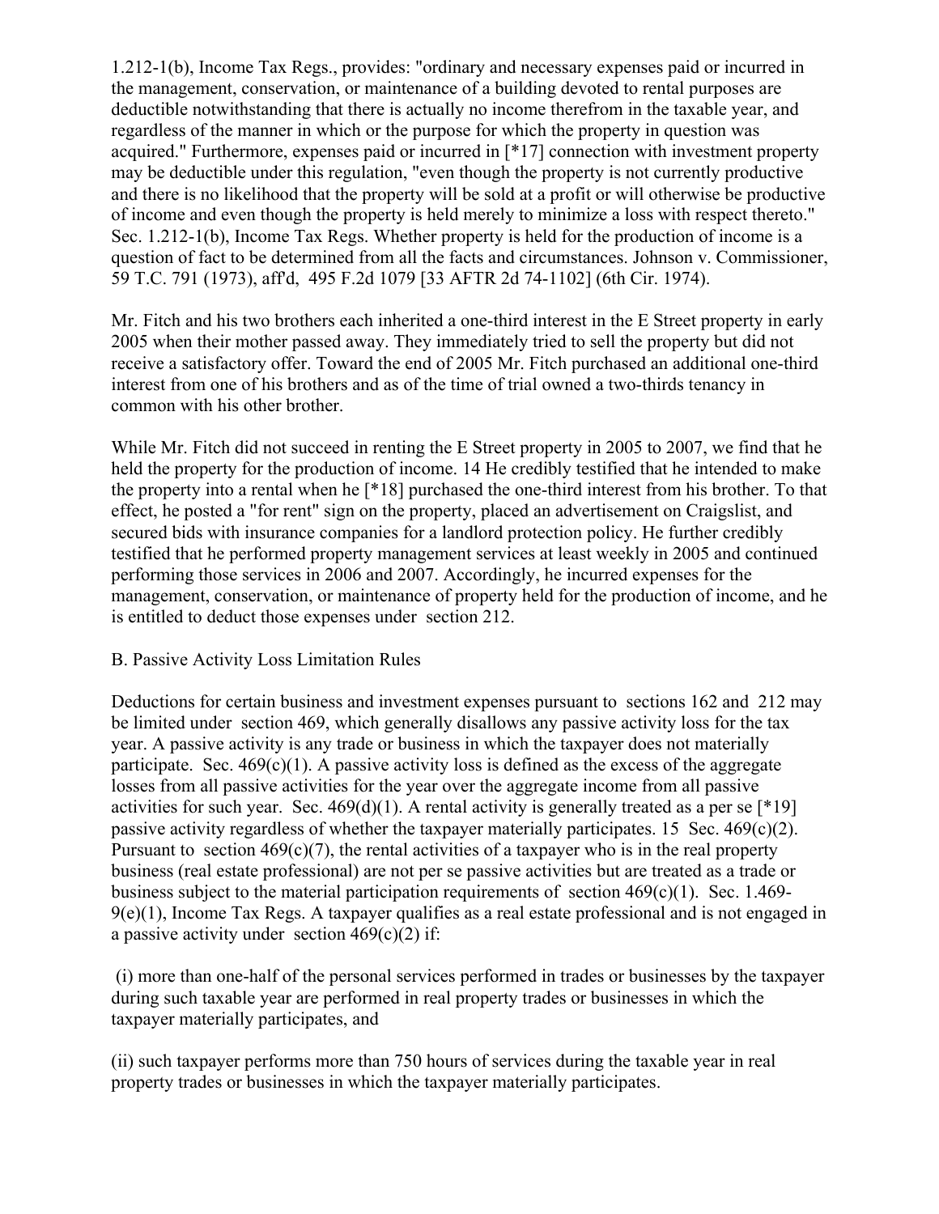1.212-1(b), Income Tax Regs., provides: "ordinary and necessary expenses paid or incurred in the management, conservation, or maintenance of a building devoted to rental purposes are deductible notwithstanding that there is actually no income therefrom in the taxable year, and regardless of the manner in which or the purpose for which the property in question was acquired." Furthermore, expenses paid or incurred in [*17] connection with investment property may be deductible under this regulation, "even though the property is not currently productive and there is no likelihood that the property will be sold at a profit or will otherwise be productive of income and even though the property is held merely to minimize a loss with respect thereto." Sec. 1.212-1(b), Income Tax Regs. Whether property is held for the production of income is a question of fact to be determined from all the facts and circumstances. Johnson v. Commissioner, 59 T.C. 791 (1973), aff'd, 495 F.2d 1079 [33 AFTR 2d 74-1102] (6th Cir. 1974).

Mr. Fitch and his two brothers each inherited a one-third interest in the E Street property in early 2005 when their mother passed away. They immediately tried to sell the property but did not receive a satisfactory offer. Toward the end of 2005 Mr. Fitch purchased an additional one-third interest from one of his brothers and as of the time of trial owned a two-thirds tenancy in common with his other brother.

While Mr. Fitch did not succeed in renting the E Street property in 2005 to 2007, we find that he held the property for the production of income. 14 He credibly testified that he intended to make the property into a rental when he [*18] purchased the one-third interest from his brother. To that effect, he posted a "for rent" sign on the property, placed an advertisement on Craigslist, and secured bids with insurance companies for a landlord protection policy. He further credibly testified that he performed property management services at least weekly in 2005 and continued performing those services in 2006 and 2007. Accordingly, he incurred expenses for the management, conservation, or maintenance of property held for the production of income, and he is entitled to deduct those expenses under section 212.

B. Passive Activity Loss Limitation Rules

Deductions for certain business and investment expenses pursuant to sections 162 and 212 may be limited under section 469, which generally disallows any passive activity loss for the tax year. A passive activity is any trade or business in which the taxpayer does not materially participate. Sec. 469(c)(1). A passive activity loss is defined as the excess of the aggregate losses from all passive activities for the year over the aggregate income from all passive activities for such year. Sec. 469(d)(1). A rental activity is generally treated as a per se [*19] passive activity regardless of whether the taxpayer materially participates. 15 Sec. 469(c)(2). Pursuant to section 469(c)(7), the rental activities of a taxpayer who is in the real property business (real estate professional) are not per se passive activities but are treated as a trade or business subject to the material participation requirements of section 469(c)(1). Sec. 1.469-9(e)(1), Income Tax Regs. A taxpayer qualifies as a real estate professional and is not engaged in a passive activity under section 469(c)(2) if:

(i) more than one-half of the personal services performed in trades or businesses by the taxpayer during such taxable year are performed in real property trades or businesses in which the taxpayer materially participates, and

(ii) such taxpayer performs more than 750 hours of services during the taxable year in real property trades or businesses in which the taxpayer materially participates.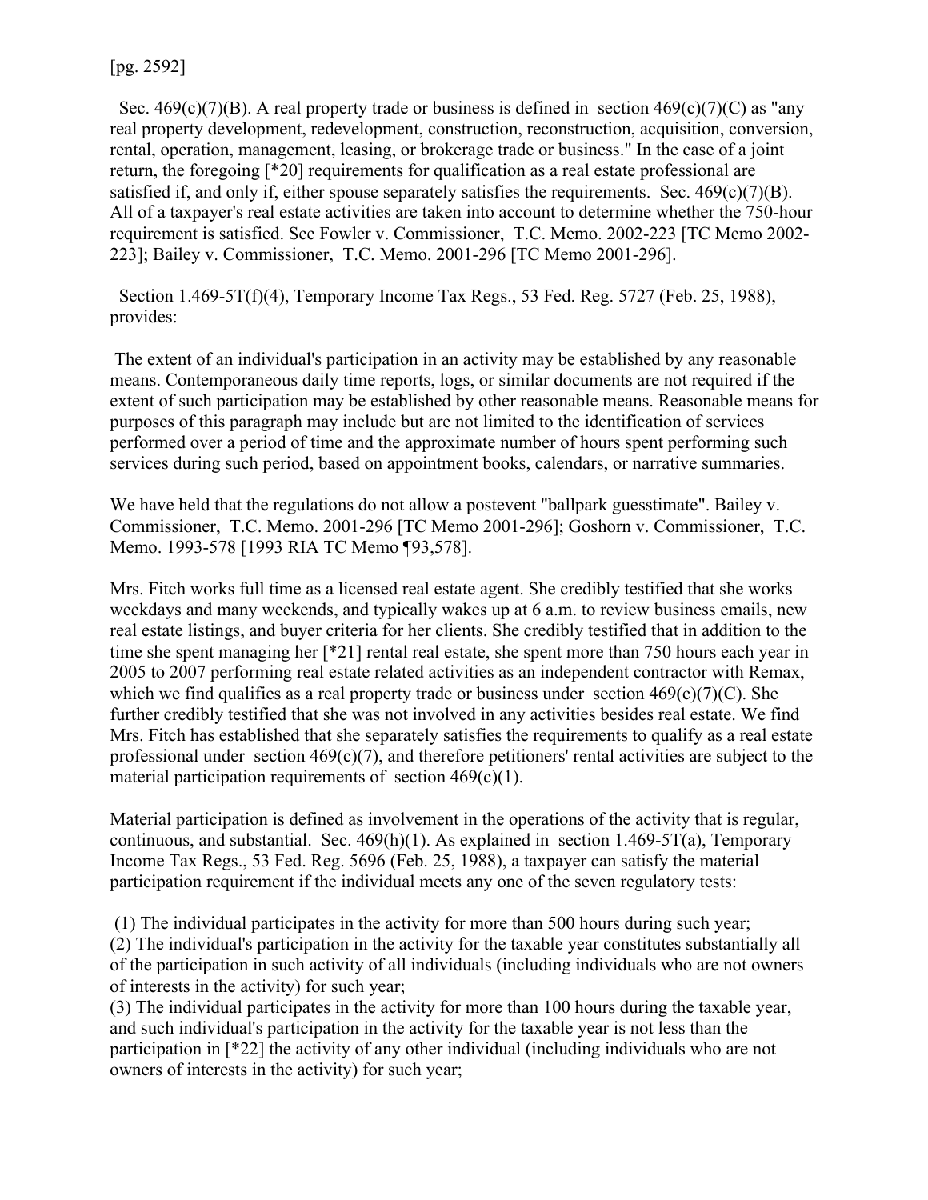[pg. 2592]

Sec. 469(c)(7)(B). A real property trade or business is defined in section 469(c)(7)(C) as "any real property development, redevelopment, construction, reconstruction, acquisition, conversion, rental, operation, management, leasing, or brokerage trade or business." In the case of a joint return, the foregoing [*20] requirements for qualification as a real estate professional are satisfied if, and only if, either spouse separately satisfies the requirements. Sec. 469(c)(7)(B). All of a taxpayer's real estate activities are taken into account to determine whether the 750-hour requirement is satisfied. See Fowler v. Commissioner, T.C. Memo. 2002-223 [TC Memo 2002-223]; Bailey v. Commissioner, T.C. Memo. 2001-296 [TC Memo 2001-296].

Section 1.469-5T(f)(4), Temporary Income Tax Regs., 53 Fed. Reg. 5727 (Feb. 25, 1988), provides:

> The extent of an individual's participation in an activity may be established by any reasonable means. Contemporaneous daily time reports, logs, or similar documents are not required if the extent of such participation may be established by other reasonable means. Reasonable means for purposes of this paragraph may include but are not limited to the identification of services performed over a period of time and the approximate number of hours spent performing such services during such period, based on appointment books, calendars, or narrative summaries.

We have held that the regulations do not allow a postevent "ballpark guesstimate". Bailey v. Commissioner, T.C. Memo. 2001-296 [TC Memo 2001-296]; Goshorn v. Commissioner, T.C. Memo. 1993-578 [1993 RIA TC Memo ¶93,578].

Mrs. Fitch works full time as a licensed real estate agent. She credibly testified that she works weekdays and many weekends, and typically wakes up at 6 a.m. to review business emails, new real estate listings, and buyer criteria for her clients. She credibly testified that in addition to the time she spent managing her [*21] rental real estate, she spent more than 750 hours each year in 2005 to 2007 performing real estate related activities as an independent contractor with Remax, which we find qualifies as a real property trade or business under section 469(c)(7)(C). She further credibly testified that she was not involved in any activities besides real estate. We find Mrs. Fitch has established that she separately satisfies the requirements to qualify as a real estate professional under section 469(c)(7), and therefore petitioners' rental activities are subject to the material participation requirements of section 469(c)(1).

Material participation is defined as involvement in the operations of the activity that is regular, continuous, and substantial. Sec. 469(h)(1). As explained in section 1.469-5T(a), Temporary Income Tax Regs., 53 Fed. Reg. 5696 (Feb. 25, 1988), a taxpayer can satisfy the material participation requirement if the individual meets any one of the seven regulatory tests:

> (1) The individual participates in the activity for more than 500 hours during such year;
> (2) The individual's participation in the activity for the taxable year constitutes substantially all of the participation in such activity of all individuals (including individuals who are not owners of interests in the activity) for such year;
> (3) The individual participates in the activity for more than 100 hours during the taxable year, and such individual's participation in the activity for the taxable year is not less than the participation in [*22] the activity of any other individual (including individuals who are not owners of interests in the activity) for such year;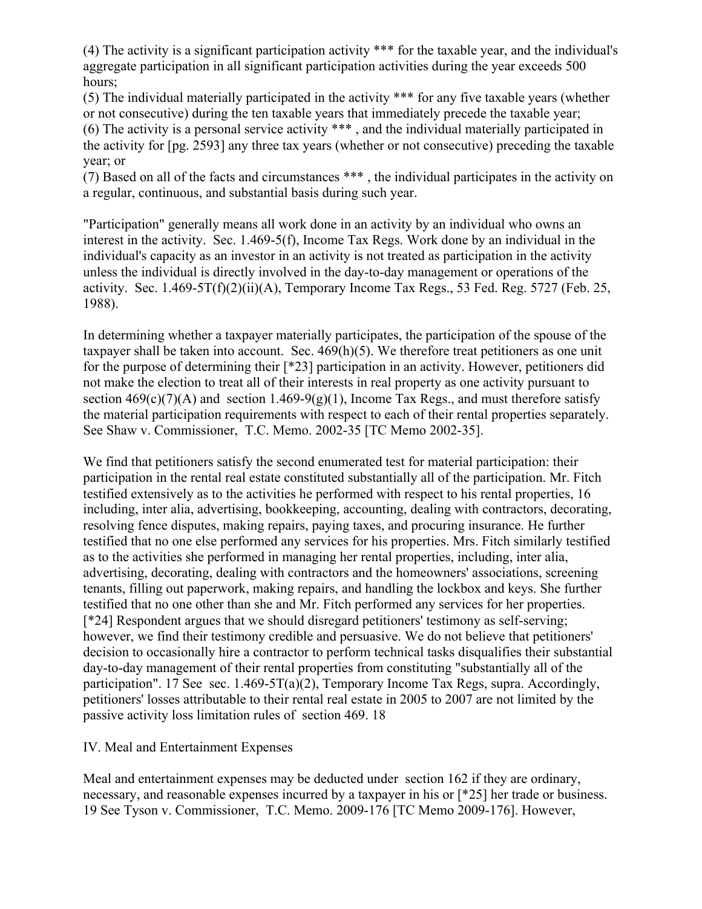(4) The activity is a significant participation activity *** for the taxable year, and the individual's aggregate participation in all significant participation activities during the year exceeds 500 hours;
(5) The individual materially participated in the activity *** for any five taxable years (whether or not consecutive) during the ten taxable years that immediately precede the taxable year;
(6) The activity is a personal service activity *** , and the individual materially participated in the activity for [pg. 2593] any three tax years (whether or not consecutive) preceding the taxable year; or
(7) Based on all of the facts and circumstances *** , the individual participates in the activity on a regular, continuous, and substantial basis during such year.

"Participation" generally means all work done in an activity by an individual who owns an interest in the activity. Sec. 1.469-5(f), Income Tax Regs. Work done by an individual in the individual's capacity as an investor in an activity is not treated as participation in the activity unless the individual is directly involved in the day-to-day management or operations of the activity. Sec. 1.469-5T(f)(2)(ii)(A), Temporary Income Tax Regs., 53 Fed. Reg. 5727 (Feb. 25, 1988).

In determining whether a taxpayer materially participates, the participation of the spouse of the taxpayer shall be taken into account. Sec. 469(h)(5). We therefore treat petitioners as one unit for the purpose of determining their [*23] participation in an activity. However, petitioners did not make the election to treat all of their interests in real property as one activity pursuant to section 469(c)(7)(A) and section 1.469-9(g)(1), Income Tax Regs., and must therefore satisfy the material participation requirements with respect to each of their rental properties separately. See Shaw v. Commissioner, T.C. Memo. 2002-35 [TC Memo 2002-35].

We find that petitioners satisfy the second enumerated test for material participation: their participation in the rental real estate constituted substantially all of the participation. Mr. Fitch testified extensively as to the activities he performed with respect to his rental properties, 16 including, inter alia, advertising, bookkeeping, accounting, dealing with contractors, decorating, resolving fence disputes, making repairs, paying taxes, and procuring insurance. He further testified that no one else performed any services for his properties. Mrs. Fitch similarly testified as to the activities she performed in managing her rental properties, including, inter alia, advertising, decorating, dealing with contractors and the homeowners' associations, screening tenants, filling out paperwork, making repairs, and handling the lockbox and keys. She further testified that no one other than she and Mr. Fitch performed any services for her properties. [*24] Respondent argues that we should disregard petitioners' testimony as self-serving; however, we find their testimony credible and persuasive. We do not believe that petitioners' decision to occasionally hire a contractor to perform technical tasks disqualifies their substantial day-to-day management of their rental properties from constituting "substantially all of the participation". 17 See sec. 1.469-5T(a)(2), Temporary Income Tax Regs, supra. Accordingly, petitioners' losses attributable to their rental real estate in 2005 to 2007 are not limited by the passive activity loss limitation rules of section 469. 18

## IV. Meal and Entertainment Expenses

Meal and entertainment expenses may be deducted under section 162 if they are ordinary, necessary, and reasonable expenses incurred by a taxpayer in his or [*25] her trade or business. 19 See Tyson v. Commissioner, T.C. Memo. 2009-176 [TC Memo 2009-176]. However,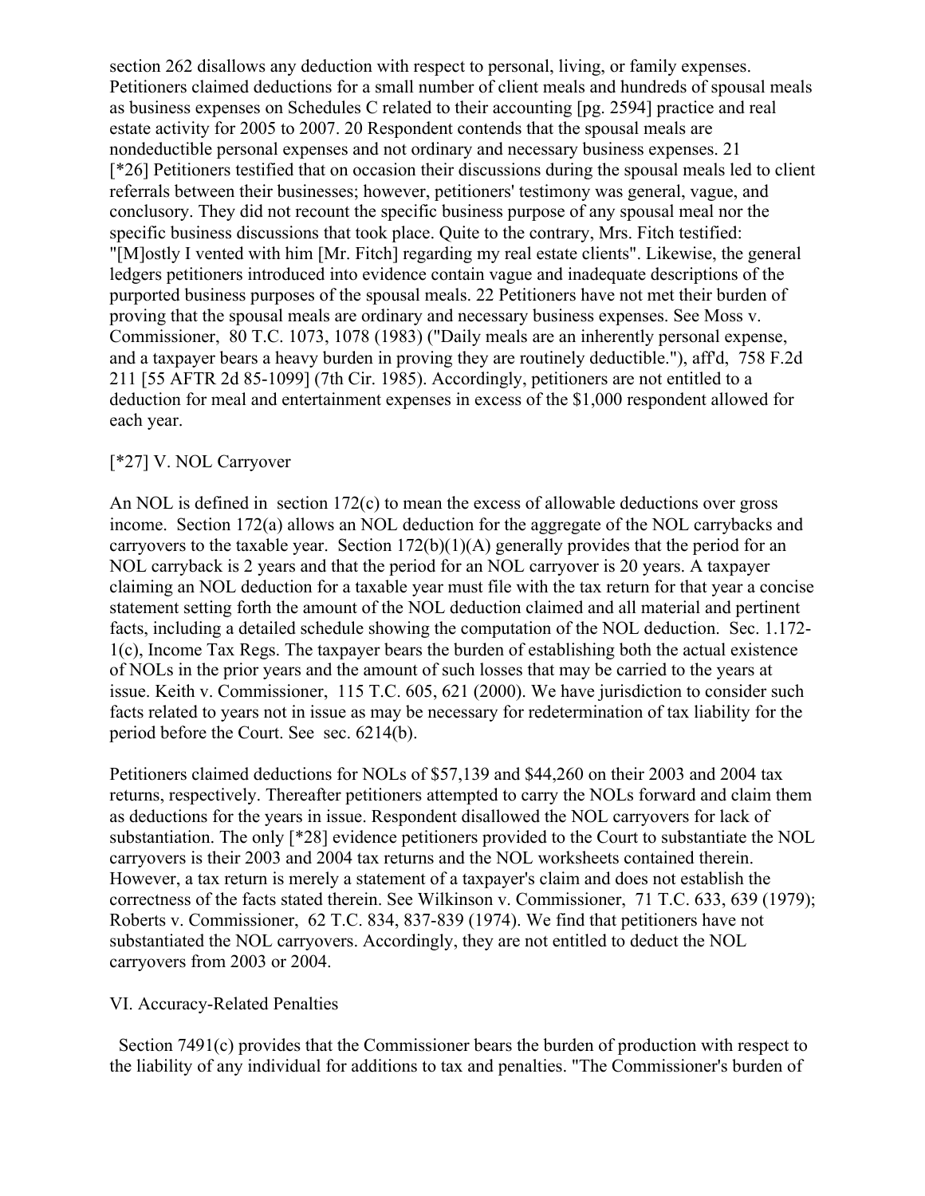section 262 disallows any deduction with respect to personal, living, or family expenses. Petitioners claimed deductions for a small number of client meals and hundreds of spousal meals as business expenses on Schedules C related to their accounting [pg. 2594] practice and real estate activity for 2005 to 2007. 20 Respondent contends that the spousal meals are nondeductible personal expenses and not ordinary and necessary business expenses. 21 [*26] Petitioners testified that on occasion their discussions during the spousal meals led to client referrals between their businesses; however, petitioners' testimony was general, vague, and conclusory. They did not recount the specific business purpose of any spousal meal nor the specific business discussions that took place. Quite to the contrary, Mrs. Fitch testified: "[M]ostly I vented with him [Mr. Fitch] regarding my real estate clients". Likewise, the general ledgers petitioners introduced into evidence contain vague and inadequate descriptions of the purported business purposes of the spousal meals. 22 Petitioners have not met their burden of proving that the spousal meals are ordinary and necessary business expenses. See Moss v. Commissioner, 80 T.C. 1073, 1078 (1983) ("Daily meals are an inherently personal expense, and a taxpayer bears a heavy burden in proving they are routinely deductible."), aff'd, 758 F.2d 211 [55 AFTR 2d 85-1099] (7th Cir. 1985). Accordingly, petitioners are not entitled to a deduction for meal and entertainment expenses in excess of the $1,000 respondent allowed for each year.

[*27] V. NOL Carryover

An NOL is defined in section 172(c) to mean the excess of allowable deductions over gross income. Section 172(a) allows an NOL deduction for the aggregate of the NOL carrybacks and carryovers to the taxable year. Section 172(b)(1)(A) generally provides that the period for an NOL carryback is 2 years and that the period for an NOL carryover is 20 years. A taxpayer claiming an NOL deduction for a taxable year must file with the tax return for that year a concise statement setting forth the amount of the NOL deduction claimed and all material and pertinent facts, including a detailed schedule showing the computation of the NOL deduction. Sec. 1.172-1(c), Income Tax Regs. The taxpayer bears the burden of establishing both the actual existence of NOLs in the prior years and the amount of such losses that may be carried to the years at issue. Keith v. Commissioner, 115 T.C. 605, 621 (2000). We have jurisdiction to consider such facts related to years not in issue as may be necessary for redetermination of tax liability for the period before the Court. See sec. 6214(b).

Petitioners claimed deductions for NOLs of $57,139 and $44,260 on their 2003 and 2004 tax returns, respectively. Thereafter petitioners attempted to carry the NOLs forward and claim them as deductions for the years in issue. Respondent disallowed the NOL carryovers for lack of substantiation. The only [*28] evidence petitioners provided to the Court to substantiate the NOL carryovers is their 2003 and 2004 tax returns and the NOL worksheets contained therein. However, a tax return is merely a statement of a taxpayer's claim and does not establish the correctness of the facts stated therein. See Wilkinson v. Commissioner, 71 T.C. 633, 639 (1979); Roberts v. Commissioner, 62 T.C. 834, 837-839 (1974). We find that petitioners have not substantiated the NOL carryovers. Accordingly, they are not entitled to deduct the NOL carryovers from 2003 or 2004.

VI. Accuracy-Related Penalties

Section 7491(c) provides that the Commissioner bears the burden of production with respect to the liability of any individual for additions to tax and penalties. "The Commissioner's burden of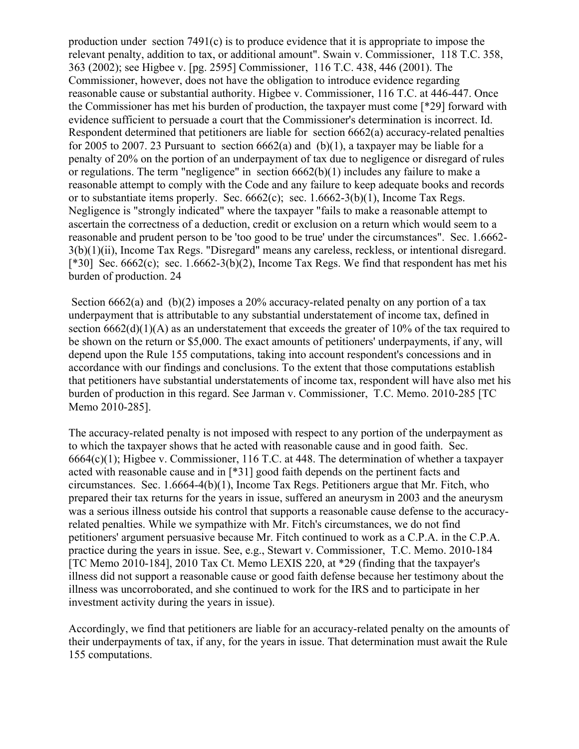production under section 7491(c) is to produce evidence that it is appropriate to impose the relevant penalty, addition to tax, or additional amount". Swain v. Commissioner, 118 T.C. 358, 363 (2002); see Higbee v. [pg. 2595] Commissioner, 116 T.C. 438, 446 (2001). The Commissioner, however, does not have the obligation to introduce evidence regarding reasonable cause or substantial authority. Higbee v. Commissioner, 116 T.C. at 446-447. Once the Commissioner has met his burden of production, the taxpayer must come [*29] forward with evidence sufficient to persuade a court that the Commissioner's determination is incorrect. Id. Respondent determined that petitioners are liable for section 6662(a) accuracy-related penalties for 2005 to 2007. 23 Pursuant to section 6662(a) and (b)(1), a taxpayer may be liable for a penalty of 20% on the portion of an underpayment of tax due to negligence or disregard of rules or regulations. The term "negligence" in section 6662(b)(1) includes any failure to make a reasonable attempt to comply with the Code and any failure to keep adequate books and records or to substantiate items properly. Sec. 6662(c); sec. 1.6662-3(b)(1), Income Tax Regs. Negligence is "strongly indicated" where the taxpayer "fails to make a reasonable attempt to ascertain the correctness of a deduction, credit or exclusion on a return which would seem to a reasonable and prudent person to be 'too good to be true' under the circumstances". Sec. 1.6662-3(b)(1)(ii), Income Tax Regs. "Disregard" means any careless, reckless, or intentional disregard. [*30] Sec. 6662(c); sec. 1.6662-3(b)(2), Income Tax Regs. We find that respondent has met his burden of production. 24

Section 6662(a) and (b)(2) imposes a 20% accuracy-related penalty on any portion of a tax underpayment that is attributable to any substantial understatement of income tax, defined in section 6662(d)(1)(A) as an understatement that exceeds the greater of 10% of the tax required to be shown on the return or $5,000. The exact amounts of petitioners' underpayments, if any, will depend upon the Rule 155 computations, taking into account respondent's concessions and in accordance with our findings and conclusions. To the extent that those computations establish that petitioners have substantial understatements of income tax, respondent will have also met his burden of production in this regard. See Jarman v. Commissioner, T.C. Memo. 2010-285 [TC Memo 2010-285].

The accuracy-related penalty is not imposed with respect to any portion of the underpayment as to which the taxpayer shows that he acted with reasonable cause and in good faith. Sec. 6664(c)(1); Higbee v. Commissioner, 116 T.C. at 448. The determination of whether a taxpayer acted with reasonable cause and in [*31] good faith depends on the pertinent facts and circumstances. Sec. 1.6664-4(b)(1), Income Tax Regs. Petitioners argue that Mr. Fitch, who prepared their tax returns for the years in issue, suffered an aneurysm in 2003 and the aneurysm was a serious illness outside his control that supports a reasonable cause defense to the accuracy-related penalties. While we sympathize with Mr. Fitch's circumstances, we do not find petitioners' argument persuasive because Mr. Fitch continued to work as a C.P.A. in the C.P.A. practice during the years in issue. See, e.g., Stewart v. Commissioner, T.C. Memo. 2010-184 [TC Memo 2010-184], 2010 Tax Ct. Memo LEXIS 220, at *29 (finding that the taxpayer's illness did not support a reasonable cause or good faith defense because her testimony about the illness was uncorroborated, and she continued to work for the IRS and to participate in her investment activity during the years in issue).

Accordingly, we find that petitioners are liable for an accuracy-related penalty on the amounts of their underpayments of tax, if any, for the years in issue. That determination must await the Rule 155 computations.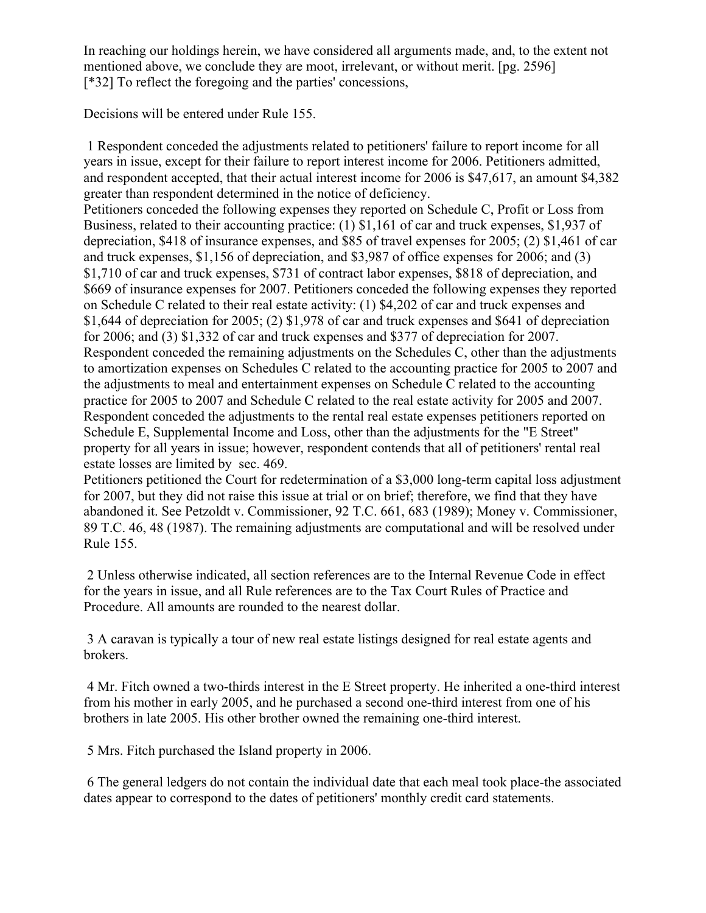In reaching our holdings herein, we have considered all arguments made, and, to the extent not mentioned above, we conclude they are moot, irrelevant, or without merit. [pg. 2596]
[*32] To reflect the foregoing and the parties' concessions,

Decisions will be entered under Rule 155.

1 Respondent conceded the adjustments related to petitioners' failure to report income for all years in issue, except for their failure to report interest income for 2006. Petitioners admitted, and respondent accepted, that their actual interest income for 2006 is $47,617, an amount $4,382 greater than respondent determined in the notice of deficiency.
Petitioners conceded the following expenses they reported on Schedule C, Profit or Loss from Business, related to their accounting practice: (1) $1,161 of car and truck expenses, $1,937 of depreciation, $418 of insurance expenses, and $85 of travel expenses for 2005; (2) $1,461 of car and truck expenses, $1,156 of depreciation, and $3,987 of office expenses for 2006; and (3) $1,710 of car and truck expenses, $731 of contract labor expenses, $818 of depreciation, and $669 of insurance expenses for 2007. Petitioners conceded the following expenses they reported on Schedule C related to their real estate activity: (1) $4,202 of car and truck expenses and $1,644 of depreciation for 2005; (2) $1,978 of car and truck expenses and $641 of depreciation for 2006; and (3) $1,332 of car and truck expenses and $377 of depreciation for 2007. Respondent conceded the remaining adjustments on the Schedules C, other than the adjustments to amortization expenses on Schedules C related to the accounting practice for 2005 to 2007 and the adjustments to meal and entertainment expenses on Schedule C related to the accounting practice for 2005 to 2007 and Schedule C related to the real estate activity for 2005 and 2007. Respondent conceded the adjustments to the rental real estate expenses petitioners reported on Schedule E, Supplemental Income and Loss, other than the adjustments for the "E Street" property for all years in issue; however, respondent contends that all of petitioners' rental real estate losses are limited by sec. 469.
Petitioners petitioned the Court for redetermination of a $3,000 long-term capital loss adjustment for 2007, but they did not raise this issue at trial or on brief; therefore, we find that they have abandoned it. See Petzoldt v. Commissioner, 92 T.C. 661, 683 (1989); Money v. Commissioner, 89 T.C. 46, 48 (1987). The remaining adjustments are computational and will be resolved under Rule 155.

2 Unless otherwise indicated, all section references are to the Internal Revenue Code in effect for the years in issue, and all Rule references are to the Tax Court Rules of Practice and Procedure. All amounts are rounded to the nearest dollar.

3 A caravan is typically a tour of new real estate listings designed for real estate agents and brokers.

4 Mr. Fitch owned a two-thirds interest in the E Street property. He inherited a one-third interest from his mother in early 2005, and he purchased a second one-third interest from one of his brothers in late 2005. His other brother owned the remaining one-third interest.

5 Mrs. Fitch purchased the Island property in 2006.

6 The general ledgers do not contain the individual date that each meal took place-the associated dates appear to correspond to the dates of petitioners' monthly credit card statements.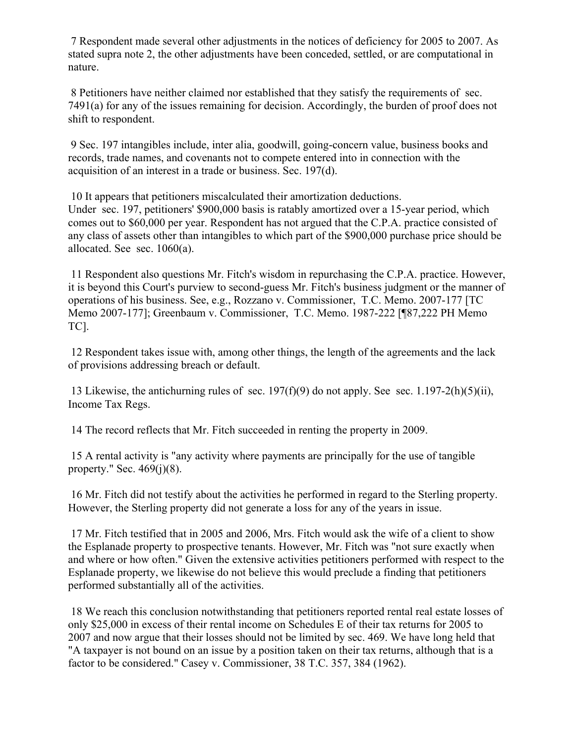7 Respondent made several other adjustments in the notices of deficiency for 2005 to 2007. As stated supra note 2, the other adjustments have been conceded, settled, or are computational in nature.

8 Petitioners have neither claimed nor established that they satisfy the requirements of sec. 7491(a) for any of the issues remaining for decision. Accordingly, the burden of proof does not shift to respondent.

9 Sec. 197 intangibles include, inter alia, goodwill, going-concern value, business books and records, trade names, and covenants not to compete entered into in connection with the acquisition of an interest in a trade or business. Sec. 197(d).

10 It appears that petitioners miscalculated their amortization deductions. Under sec. 197, petitioners' $900,000 basis is ratably amortized over a 15-year period, which comes out to $60,000 per year. Respondent has not argued that the C.P.A. practice consisted of any class of assets other than intangibles to which part of the $900,000 purchase price should be allocated. See sec. 1060(a).

11 Respondent also questions Mr. Fitch's wisdom in repurchasing the C.P.A. practice. However, it is beyond this Court's purview to second-guess Mr. Fitch's business judgment or the manner of operations of his business. See, e.g., Rozzano v. Commissioner, T.C. Memo. 2007-177 [TC Memo 2007-177]; Greenbaum v. Commissioner, T.C. Memo. 1987-222 [¶87,222 PH Memo TC].

12 Respondent takes issue with, among other things, the length of the agreements and the lack of provisions addressing breach or default.

13 Likewise, the antichurning rules of sec. 197(f)(9) do not apply. See sec. 1.197-2(h)(5)(ii), Income Tax Regs.

14 The record reflects that Mr. Fitch succeeded in renting the property in 2009.

15 A rental activity is "any activity where payments are principally for the use of tangible property." Sec. 469(j)(8).

16 Mr. Fitch did not testify about the activities he performed in regard to the Sterling property. However, the Sterling property did not generate a loss for any of the years in issue.

17 Mr. Fitch testified that in 2005 and 2006, Mrs. Fitch would ask the wife of a client to show the Esplanade property to prospective tenants. However, Mr. Fitch was "not sure exactly when and where or how often." Given the extensive activities petitioners performed with respect to the Esplanade property, we likewise do not believe this would preclude a finding that petitioners performed substantially all of the activities.

18 We reach this conclusion notwithstanding that petitioners reported rental real estate losses of only $25,000 in excess of their rental income on Schedules E of their tax returns for 2005 to 2007 and now argue that their losses should not be limited by sec. 469. We have long held that "A taxpayer is not bound on an issue by a position taken on their tax returns, although that is a factor to be considered." Casey v. Commissioner, 38 T.C. 357, 384 (1962).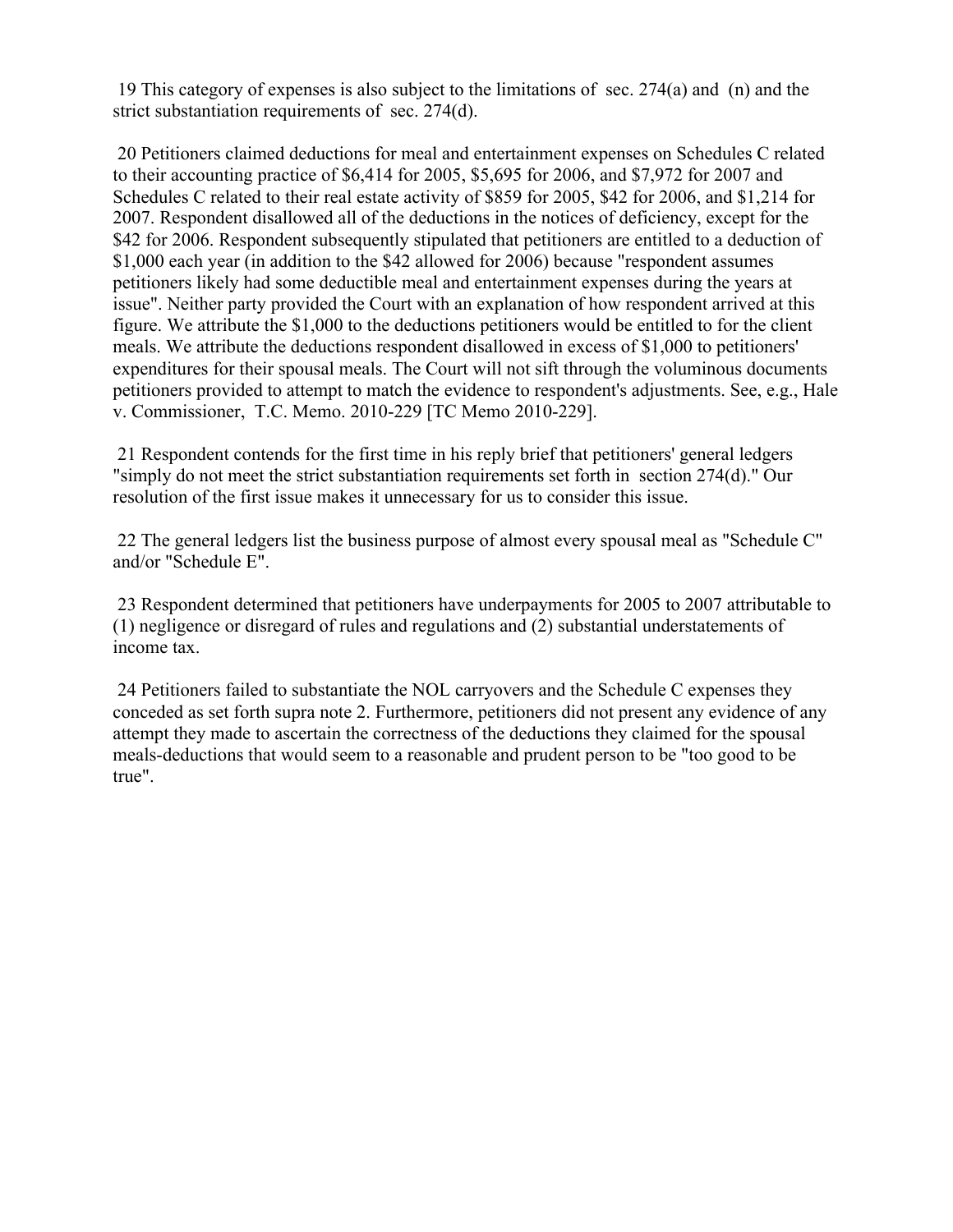19 This category of expenses is also subject to the limitations of sec. 274(a) and (n) and the strict substantiation requirements of sec. 274(d).

20 Petitioners claimed deductions for meal and entertainment expenses on Schedules C related to their accounting practice of $6,414 for 2005, $5,695 for 2006, and $7,972 for 2007 and Schedules C related to their real estate activity of $859 for 2005, $42 for 2006, and $1,214 for 2007. Respondent disallowed all of the deductions in the notices of deficiency, except for the $42 for 2006. Respondent subsequently stipulated that petitioners are entitled to a deduction of $1,000 each year (in addition to the $42 allowed for 2006) because "respondent assumes petitioners likely had some deductible meal and entertainment expenses during the years at issue". Neither party provided the Court with an explanation of how respondent arrived at this figure. We attribute the $1,000 to the deductions petitioners would be entitled to for the client meals. We attribute the deductions respondent disallowed in excess of $1,000 to petitioners' expenditures for their spousal meals. The Court will not sift through the voluminous documents petitioners provided to attempt to match the evidence to respondent's adjustments. See, e.g., Hale v. Commissioner, T.C. Memo. 2010-229 [TC Memo 2010-229].

21 Respondent contends for the first time in his reply brief that petitioners' general ledgers "simply do not meet the strict substantiation requirements set forth in section 274(d)." Our resolution of the first issue makes it unnecessary for us to consider this issue.

22 The general ledgers list the business purpose of almost every spousal meal as "Schedule C" and/or "Schedule E".

23 Respondent determined that petitioners have underpayments for 2005 to 2007 attributable to (1) negligence or disregard of rules and regulations and (2) substantial understatements of income tax.

24 Petitioners failed to substantiate the NOL carryovers and the Schedule C expenses they conceded as set forth supra note 2. Furthermore, petitioners did not present any evidence of any attempt they made to ascertain the correctness of the deductions they claimed for the spousal meals-deductions that would seem to a reasonable and prudent person to be "too good to be true".